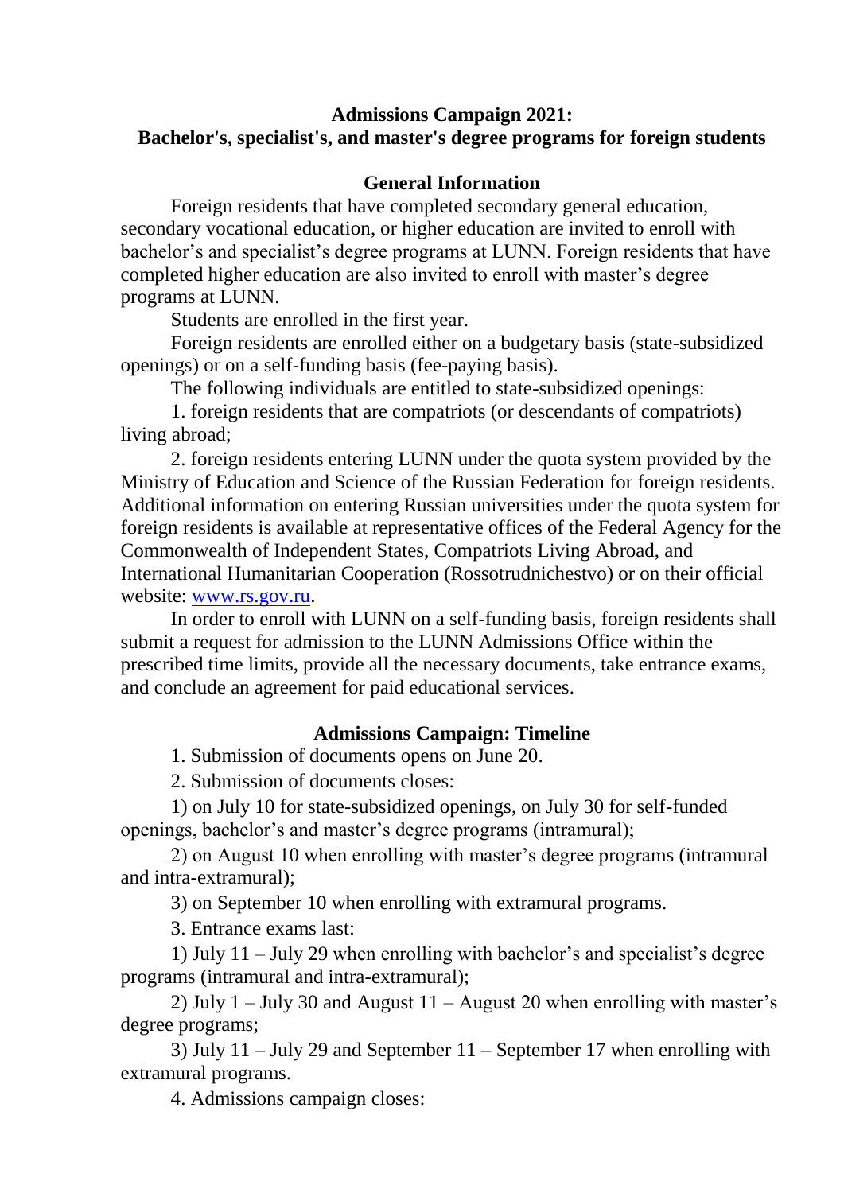# Admissions Campaign 2021: Bachelor's, specialist's, and master's degree programs for foreign students

## General Information

Foreign residents that have completed secondary general education, secondary vocational education, or higher education are invited to enroll with bachelor's and specialist's degree programs at LUNN. Foreign residents that have completed higher education are also invited to enroll with master's degree programs at LUNN.

Students are enrolled in the first year.

Foreign residents are enrolled either on a budgetary basis (state-subsidized openings) or on a self-funding basis (fee-paying basis).

The following individuals are entitled to state-subsidized openings:

1. foreign residents that are compatriots (or descendants of compatriots) living abroad;

2. foreign residents entering LUNN under the quota system provided by the Ministry of Education and Science of the Russian Federation for foreign residents. Additional information on entering Russian universities under the quota system for foreign residents is available at representative offices of the Federal Agency for the Commonwealth of Independent States, Compatriots Living Abroad, and International Humanitarian Cooperation (Rossotrudnichestvo) or on their official website: [www.rs.gov.ru](http://www.rs.gov.ru).

In order to enroll with LUNN on a self-funding basis, foreign residents shall submit a request for admission to the LUNN Admissions Office within the prescribed time limits, provide all the necessary documents, take entrance exams, and conclude an agreement for paid educational services.

## Admissions Campaign: Timeline

1. Submission of documents opens on June 20.

2. Submission of documents closes:

1) on July 10 for state-subsidized openings, on July 30 for self-funded openings, bachelor's and master's degree programs (intramural);

2) on August 10 when enrolling with master's degree programs (intramural and intra-extramural);

3) on September 10 when enrolling with extramural programs.

3. Entrance exams last:

1) July 11 – July 29 when enrolling with bachelor's and specialist's degree programs (intramural and intra-extramural);

2) July 1 – July 30 and August 11 – August 20 when enrolling with master's degree programs;

3) July 11 – July 29 and September 11 – September 17 when enrolling with extramural programs.

4. Admissions campaign closes: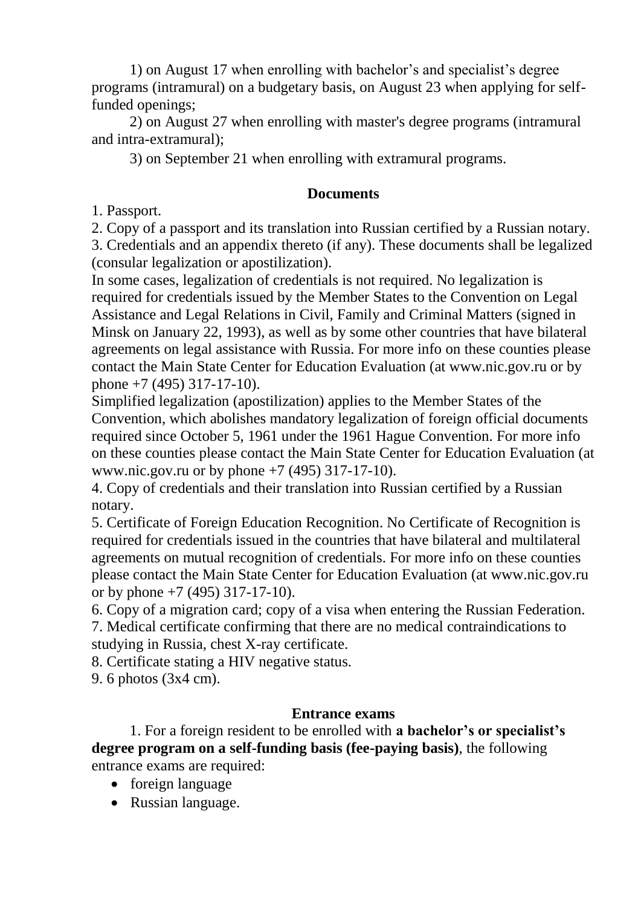1) on August 17 when enrolling with bachelor's and specialist's degree programs (intramural) on a budgetary basis, on August 23 when applying for self-funded openings;

2) on August 27 when enrolling with master's degree programs (intramural and intra-extramural);

3) on September 21 when enrolling with extramural programs.

**Documents**

1. Passport.
2. Copy of a passport and its translation into Russian certified by a Russian notary.
3. Credentials and an appendix thereto (if any). These documents shall be legalized (consular legalization or apostilization).

In some cases, legalization of credentials is not required. No legalization is required for credentials issued by the Member States to the Convention on Legal Assistance and Legal Relations in Civil, Family and Criminal Matters (signed in Minsk on January 22, 1993), as well as by some other countries that have bilateral agreements on legal assistance with Russia. For more info on these counties please contact the Main State Center for Education Evaluation (at www.nic.gov.ru or by phone +7 (495) 317-17-10).

Simplified legalization (apostilization) applies to the Member States of the Convention, which abolishes mandatory legalization of foreign official documents required since October 5, 1961 under the 1961 Hague Convention. For more info on these counties please contact the Main State Center for Education Evaluation (at www.nic.gov.ru or by phone +7 (495) 317-17-10).

4. Copy of credentials and their translation into Russian certified by a Russian notary.
5. Certificate of Foreign Education Recognition. No Certificate of Recognition is required for credentials issued in the countries that have bilateral and multilateral agreements on mutual recognition of credentials. For more info on these counties please contact the Main State Center for Education Evaluation (at www.nic.gov.ru or by phone +7 (495) 317-17-10).
6. Copy of a migration card; copy of a visa when entering the Russian Federation.
7. Medical certificate confirming that there are no medical contraindications to studying in Russia, chest X-ray certificate.
8. Certificate stating a HIV negative status.
9. 6 photos (3x4 cm).

**Entrance exams**

1. For a foreign resident to be enrolled with **a bachelor's or specialist's degree program on a self-funding basis (fee-paying basis)**, the following entrance exams are required:

- foreign language
- Russian language.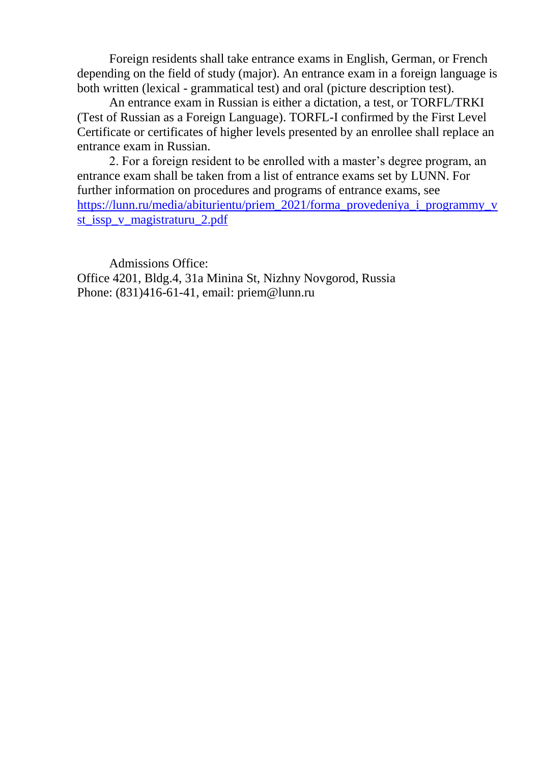Foreign residents shall take entrance exams in English, German, or French depending on the field of study (major). An entrance exam in a foreign language is both written (lexical - grammatical test) and oral (picture description test).

An entrance exam in Russian is either a dictation, a test, or TORFL/TRKI (Test of Russian as a Foreign Language). TORFL-I confirmed by the First Level Certificate or certificates of higher levels presented by an enrollee shall replace an entrance exam in Russian.

2. For a foreign resident to be enrolled with a master's degree program, an entrance exam shall be taken from a list of entrance exams set by LUNN. For further information on procedures and programs of entrance exams, see https://lunn.ru/media/abiturientu/priem_2021/forma_provedeniya_i_programmy_vst_issp_v_magistraturu_2.pdf

Admissions Office:
Office 4201, Bldg.4, 31a Minina St, Nizhny Novgorod, Russia
Phone: (831)416-61-41, email: priem@lunn.ru